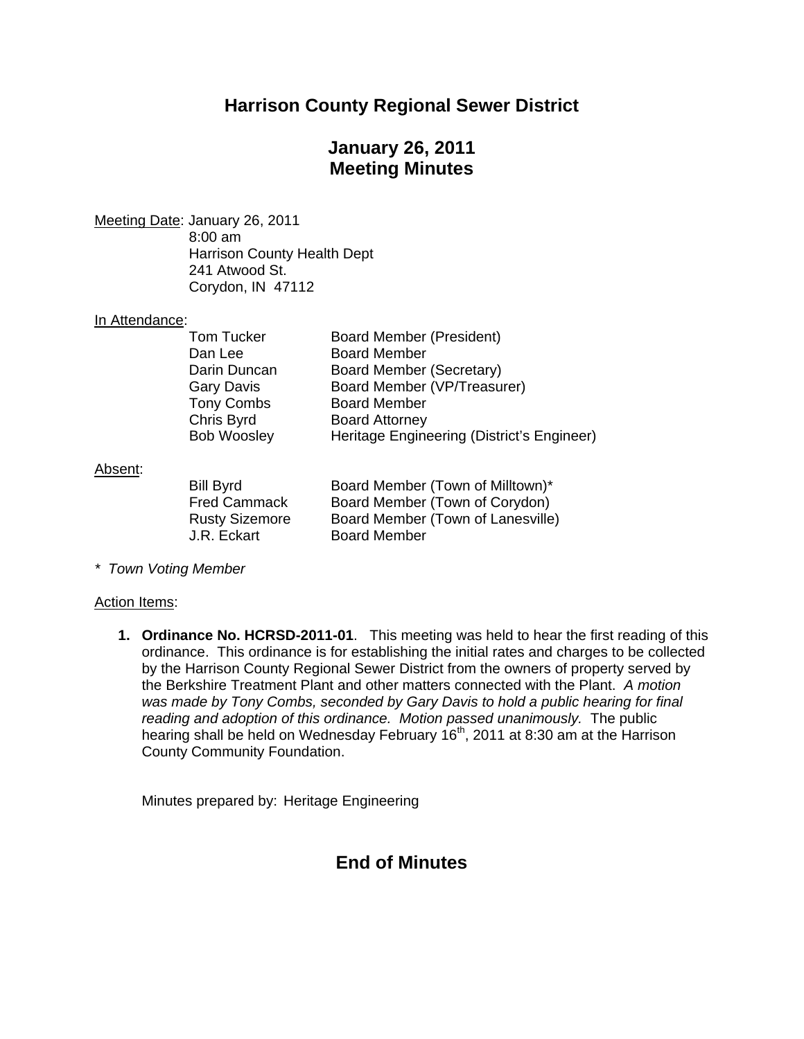# Harrison County Regional Sewer District

## January 26, 2011
## Meeting Minutes

Meeting Date: January 26, 2011
8:00 am
Harrison County Health Dept
241 Atwood St.
Corydon, IN 47112

In Attendance:

| | |
|---|---|
| Tom Tucker | Board Member (President) |
| Dan Lee | Board Member |
| Darin Duncan | Board Member (Secretary) |
| Gary Davis | Board Member (VP/Treasurer) |
| Tony Combs | Board Member |
| Chris Byrd | Board Attorney |
| Bob Woosley | Heritage Engineering (District's Engineer) |

Absent:

| | |
|---|---|
| Bill Byrd | Board Member (Town of Milltown)* |
| Fred Cammack | Board Member (Town of Corydon) |
| Rusty Sizemore | Board Member (Town of Lanesville) |
| J.R. Eckart | Board Member |

*\* Town Voting Member*

Action Items:

1. **Ordinance No. HCRSD-2011-01**. This meeting was held to hear the first reading of this ordinance. This ordinance is for establishing the initial rates and charges to be collected by the Harrison County Regional Sewer District from the owners of property served by the Berkshire Treatment Plant and other matters connected with the Plant. *A motion was made by Tony Combs, seconded by Gary Davis to hold a public hearing for final reading and adoption of this ordinance. Motion passed unanimously.* The public hearing shall be held on Wednesday February 16th, 2011 at 8:30 am at the Harrison County Community Foundation.

Minutes prepared by: Heritage Engineering

## End of Minutes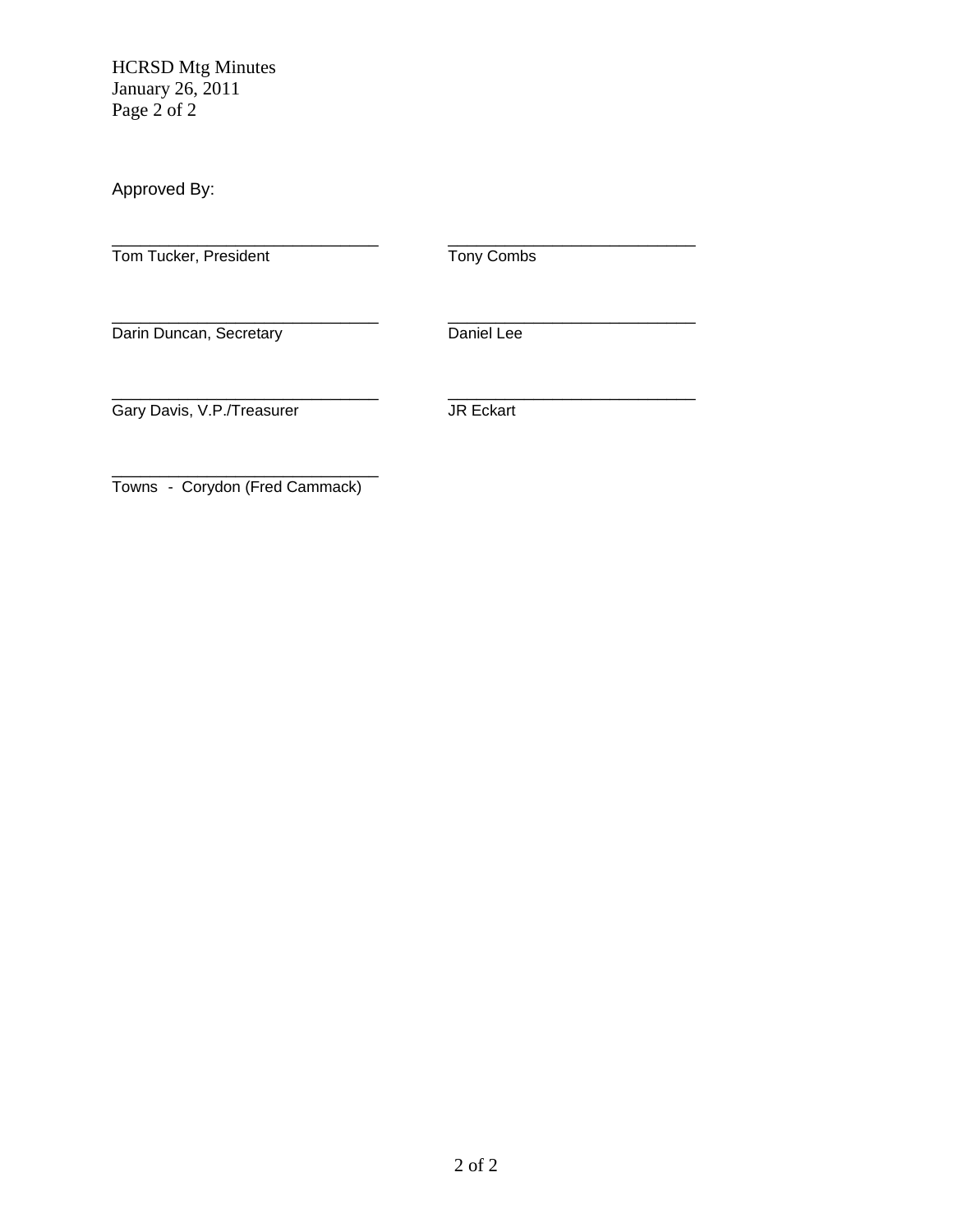Approved By:

\_\_\_\_\_\_\_\_\_\_\_\_\_\_\_\_\_\_\_\_\_\_\_\_\_\_\_\_\_\_
Tom Tucker, President

\_\_\_\_\_\_\_\_\_\_\_\_\_\_\_\_\_\_\_\_\_\_\_\_\_\_\_\_\_\_
Tony Combs

\_\_\_\_\_\_\_\_\_\_\_\_\_\_\_\_\_\_\_\_\_\_\_\_\_\_\_\_\_\_
Darin Duncan, Secretary

\_\_\_\_\_\_\_\_\_\_\_\_\_\_\_\_\_\_\_\_\_\_\_\_\_\_\_\_\_\_
Daniel Lee

\_\_\_\_\_\_\_\_\_\_\_\_\_\_\_\_\_\_\_\_\_\_\_\_\_\_\_\_\_\_
Gary Davis, V.P./Treasurer

\_\_\_\_\_\_\_\_\_\_\_\_\_\_\_\_\_\_\_\_\_\_\_\_\_\_\_\_\_\_
JR Eckart

\_\_\_\_\_\_\_\_\_\_\_\_\_\_\_\_\_\_\_\_\_\_\_\_\_\_\_\_\_\_
Towns - Corydon (Fred Cammack)